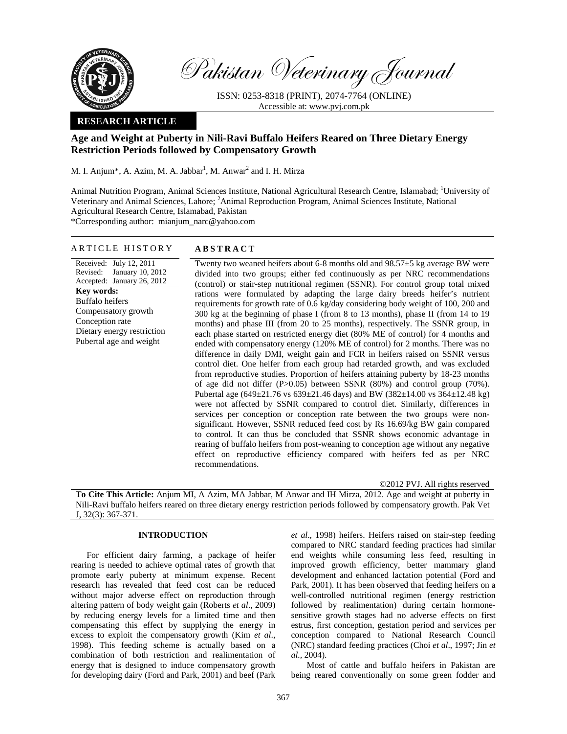# Pakistan Veterinary Journal

ISSN: 0253-8318 (PRINT), 2074-7764 (ONLINE)
Accessible at: www.pvj.com.pk

**RESEARCH ARTICLE**

## Age and Weight at Puberty in Nili-Ravi Buffalo Heifers Reared on Three Dietary Energy Restriction Periods followed by Compensatory Growth

M. I. Anjum*, A. Azim, M. A. Jabbar[1], M. Anwar[2] and I. H. Mirza

Animal Nutrition Program, Animal Sciences Institute, National Agricultural Research Centre, Islamabad; [1]University of Veterinary and Animal Sciences, Lahore; [2]Animal Reproduction Program, Animal Sciences Institute, National Agricultural Research Centre, Islamabad, Pakistan
*Corresponding author: mianjum_narc@yahoo.com

### ARTICLE HISTORY

Received: July 12, 2011
Revised: January 10, 2012
Accepted: January 26, 2012

**Key words:**
Buffalo heifers
Compensatory growth
Conception rate
Dietary energy restriction
Pubertal age and weight

### ABSTRACT

Twenty two weaned heifers about 6-8 months old and 98.57±5 kg average BW were divided into two groups; either fed continuously as per NRC recommendations (control) or stair-step nutritional regimen (SSNR). For control group total mixed rations were formulated by adapting the large dairy breeds heifer's nutrient requirements for growth rate of 0.6 kg/day considering body weight of 100, 200 and 300 kg at the beginning of phase I (from 8 to 13 months), phase II (from 14 to 19 months) and phase III (from 20 to 25 months), respectively. The SSNR group, in each phase started on restricted energy diet (80% ME of control) for 4 months and ended with compensatory energy (120% ME of control) for 2 months. There was no difference in daily DMI, weight gain and FCR in heifers raised on SSNR versus control diet. One heifer from each group had retarded growth, and was excluded from reproductive studies. Proportion of heifers attaining puberty by 18-23 months of age did not differ (P>0.05) between SSNR (80%) and control group (70%). Pubertal age (649±21.76 vs 639±21.46 days) and BW (382±14.00 vs 364±12.48 kg) were not affected by SSNR compared to control diet. Similarly, differences in services per conception or conception rate between the two groups were non-significant. However, SSNR reduced feed cost by Rs 16.69/kg BW gain compared to control. It can thus be concluded that SSNR shows economic advantage in rearing of buffalo heifers from post-weaning to conception age without any negative effect on reproductive efficiency compared with heifers fed as per NRC recommendations.

©2012 PVJ. All rights reserved

**To Cite This Article:** Anjum MI, A Azim, MA Jabbar, M Anwar and IH Mirza, 2012. Age and weight at puberty in Nili-Ravi buffalo heifers reared on three dietary energy restriction periods followed by compensatory growth. Pak Vet J, 32(3): 367-371.

## INTRODUCTION

For efficient dairy farming, a package of heifer rearing is needed to achieve optimal rates of growth that promote early puberty at minimum expense. Recent research has revealed that feed cost can be reduced without major adverse effect on reproduction through altering pattern of body weight gain (Roberts *et al*., 2009) by reducing energy levels for a limited time and then compensating this effect by supplying the energy in excess to exploit the compensatory growth (Kim *et al*., 1998). This feeding scheme is actually based on a combination of both restriction and realimentation of energy that is designed to induce compensatory growth for developing dairy (Ford and Park, 2001) and beef (Park *et al*., 1998) heifers. Heifers raised on stair-step feeding compared to NRC standard feeding practices had similar end weights while consuming less feed, resulting in improved growth efficiency, better mammary gland development and enhanced lactation potential (Ford and Park, 2001). It has been observed that feeding heifers on a well-controlled nutritional regimen (energy restriction followed by realimentation) during certain hormone-sensitive growth stages had no adverse effects on first estrus, first conception, gestation period and services per conception compared to National Research Council (NRC) standard feeding practices (Choi *et al*., 1997; Jin *et al*., 2004).

Most of cattle and buffalo heifers in Pakistan are being reared conventionally on some green fodder and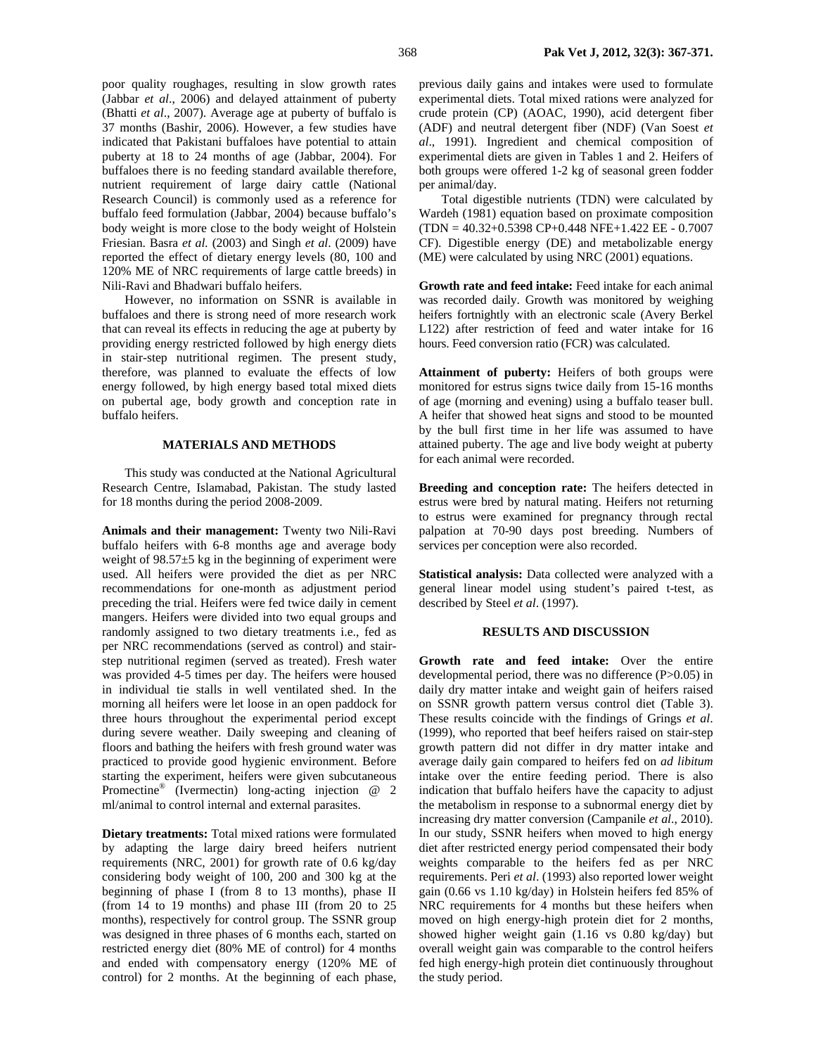poor quality roughages, resulting in slow growth rates (Jabbar *et al*., 2006) and delayed attainment of puberty (Bhatti *et al*., 2007). Average age at puberty of buffalo is 37 months (Bashir, 2006). However, a few studies have indicated that Pakistani buffaloes have potential to attain puberty at 18 to 24 months of age (Jabbar, 2004). For buffaloes there is no feeding standard available therefore, nutrient requirement of large dairy cattle (National Research Council) is commonly used as a reference for buffalo feed formulation (Jabbar, 2004) because buffalo's body weight is more close to the body weight of Holstein Friesian. Basra *et al.* (2003) and Singh *et al*. (2009) have reported the effect of dietary energy levels (80, 100 and 120% ME of NRC requirements of large cattle breeds) in Nili-Ravi and Bhadwari buffalo heifers.

However, no information on SSNR is available in buffaloes and there is strong need of more research work that can reveal its effects in reducing the age at puberty by providing energy restricted followed by high energy diets in stair-step nutritional regimen. The present study, therefore, was planned to evaluate the effects of low energy followed, by high energy based total mixed diets on pubertal age, body growth and conception rate in buffalo heifers.

## MATERIALS AND METHODS

This study was conducted at the National Agricultural Research Centre, Islamabad, Pakistan. The study lasted for 18 months during the period 2008-2009.

**Animals and their management:** Twenty two Nili-Ravi buffalo heifers with 6-8 months age and average body weight of 98.57±5 kg in the beginning of experiment were used. All heifers were provided the diet as per NRC recommendations for one-month as adjustment period preceding the trial. Heifers were fed twice daily in cement mangers. Heifers were divided into two equal groups and randomly assigned to two dietary treatments i.e., fed as per NRC recommendations (served as control) and stair-step nutritional regimen (served as treated). Fresh water was provided 4-5 times per day. The heifers were housed in individual tie stalls in well ventilated shed. In the morning all heifers were let loose in an open paddock for three hours throughout the experimental period except during severe weather. Daily sweeping and cleaning of floors and bathing the heifers with fresh ground water was practiced to provide good hygienic environment. Before starting the experiment, heifers were given subcutaneous Promectine® (Ivermectin) long-acting injection @ 2 ml/animal to control internal and external parasites.

**Dietary treatments:** Total mixed rations were formulated by adapting the large dairy breed heifers nutrient requirements (NRC, 2001) for growth rate of 0.6 kg/day considering body weight of 100, 200 and 300 kg at the beginning of phase I (from 8 to 13 months), phase II (from 14 to 19 months) and phase III (from 20 to 25 months), respectively for control group. The SSNR group was designed in three phases of 6 months each, started on restricted energy diet (80% ME of control) for 4 months and ended with compensatory energy (120% ME of control) for 2 months. At the beginning of each phase, previous daily gains and intakes were used to formulate experimental diets. Total mixed rations were analyzed for crude protein (CP) (AOAC, 1990), acid detergent fiber (ADF) and neutral detergent fiber (NDF) (Van Soest *et al*., 1991). Ingredient and chemical composition of experimental diets are given in Tables 1 and 2. Heifers of both groups were offered 1-2 kg of seasonal green fodder per animal/day.

Total digestible nutrients (TDN) were calculated by Wardeh (1981) equation based on proximate composition (TDN = 40.32+0.5398 CP+0.448 NFE+1.422 EE - 0.7007 CF). Digestible energy (DE) and metabolizable energy (ME) were calculated by using NRC (2001) equations.

**Growth rate and feed intake:** Feed intake for each animal was recorded daily. Growth was monitored by weighing heifers fortnightly with an electronic scale (Avery Berkel L122) after restriction of feed and water intake for 16 hours. Feed conversion ratio (FCR) was calculated.

**Attainment of puberty:** Heifers of both groups were monitored for estrus signs twice daily from 15-16 months of age (morning and evening) using a buffalo teaser bull. A heifer that showed heat signs and stood to be mounted by the bull first time in her life was assumed to have attained puberty. The age and live body weight at puberty for each animal were recorded.

**Breeding and conception rate:** The heifers detected in estrus were bred by natural mating. Heifers not returning to estrus were examined for pregnancy through rectal palpation at 70-90 days post breeding. Numbers of services per conception were also recorded.

**Statistical analysis:** Data collected were analyzed with a general linear model using student's paired t-test, as described by Steel *et al*. (1997).

## RESULTS AND DISCUSSION

**Growth rate and feed intake:** Over the entire developmental period, there was no difference ($P>0.05$) in daily dry matter intake and weight gain of heifers raised on SSNR growth pattern versus control diet (Table 3). These results coincide with the findings of Grings *et al*. (1999), who reported that beef heifers raised on stair-step growth pattern did not differ in dry matter intake and average daily gain compared to heifers fed on *ad libitum* intake over the entire feeding period. There is also indication that buffalo heifers have the capacity to adjust the metabolism in response to a subnormal energy diet by increasing dry matter conversion (Campanile *et al*., 2010). In our study, SSNR heifers when moved to high energy diet after restricted energy period compensated their body weights comparable to the heifers fed as per NRC requirements. Peri *et al*. (1993) also reported lower weight gain (0.66 vs 1.10 kg/day) in Holstein heifers fed 85% of NRC requirements for 4 months but these heifers when moved on high energy-high protein diet for 2 months, showed higher weight gain (1.16 vs 0.80 kg/day) but overall weight gain was comparable to the control heifers fed high energy-high protein diet continuously throughout the study period.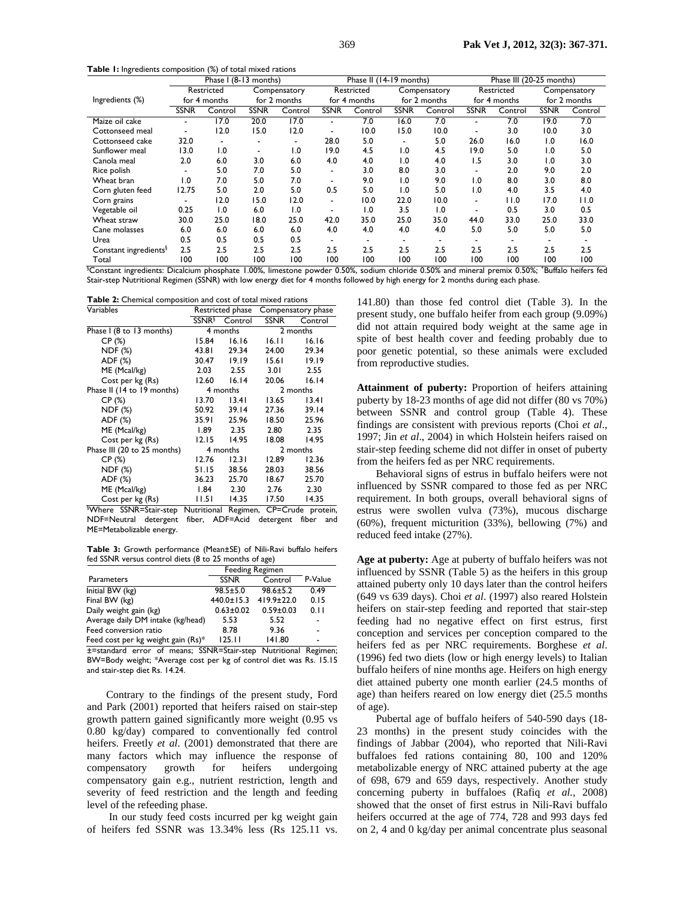**Table 1:** Ingredients composition (%) of total mixed rations

| Ingredients (%) | Phase I (8-13 months) | | | | Phase II (14-19 months) | | | | Phase III (20-25 months) | | | |
|---|---|---|---|---|---|---|---|---|---|---|---|---|
| | Restricted for 4 months | | Compensatory for 2 months | | Restricted for 4 months | | Compensatory for 2 months | | Restricted for 4 months | | Compensatory for 2 months | |
| | SSNR | Control | SSNR | Control | SSNR | Control | SSNR | Control | SSNR | Control | SSNR | Control |
| Maize oil cake | - | 17.0 | 20.0 | 17.0 | - | 7.0 | 16.0 | 7.0 | - | 7.0 | 19.0 | 7.0 |
| Cottonseed meal | - | 12.0 | 15.0 | 12.0 | - | 10.0 | 15.0 | 10.0 | - | 3.0 | 10.0 | 3.0 |
| Cottonseed cake | 32.0 | - | - | - | 28.0 | 5.0 | - | 5.0 | 26.0 | 16.0 | 1.0 | 16.0 |
| Sunflower meal | 13.0 | 1.0 | - | 1.0 | 19.0 | 4.5 | 1.0 | 4.5 | 19.0 | 5.0 | 1.0 | 5.0 |
| Canola meal | 2.0 | 6.0 | 3.0 | 6.0 | 4.0 | 4.0 | 1.0 | 4.0 | 1.5 | 3.0 | 1.0 | 3.0 |
| Rice polish | - | 5.0 | 7.0 | 5.0 | - | 3.0 | 8.0 | 3.0 | - | 2.0 | 9.0 | 2.0 |
| Wheat bran | 1.0 | 7.0 | 5.0 | 7.0 | - | 9.0 | 1.0 | 9.0 | 1.0 | 8.0 | 3.0 | 8.0 |
| Corn gluten feed | 12.75 | 5.0 | 2.0 | 5.0 | 0.5 | 5.0 | 1.0 | 5.0 | 1.0 | 4.0 | 3.5 | 4.0 |
| Corn grains | - | 12.0 | 15.0 | 12.0 | - | 10.0 | 22.0 | 10.0 | - | 11.0 | 17.0 | 11.0 |
| Vegetable oil | 0.25 | 1.0 | 6.0 | 1.0 | - | 1.0 | 3.5 | 1.0 | - | 0.5 | 3.0 | 0.5 |
| Wheat straw | 30.0 | 25.0 | 18.0 | 25.0 | 42.0 | 35.0 | 25.0 | 35.0 | 44.0 | 33.0 | 25.0 | 33.0 |
| Cane molasses | 6.0 | 6.0 | 6.0 | 6.0 | 4.0 | 4.0 | 4.0 | 4.0 | 5.0 | 5.0 | 5.0 | 5.0 |
| Urea | 0.5 | 0.5 | 0.5 | 0.5 | - | - | - | - | - | - | - | - |
| Constant ingredients[§] | 2.5 | 2.5 | 2.5 | 2.5 | 2.5 | 2.5 | 2.5 | 2.5 | 2.5 | 2.5 | 2.5 | 2.5 |
| Total | 100 | 100 | 100 | 100 | 100 | 100 | 100 | 100 | 100 | 100 | 100 | 100 |

[§]Constant ingredients: Dicalcium phosphate 1.00%, limestone powder 0.50%, sodium chloride 0.50% and mineral premix 0.50%; [*]Buffalo heifers fed Stair-step Nutritional Regimen (SSNR) with low energy diet for 4 months followed by high energy for 2 months during each phase.

**Table 2:** Chemical composition and cost of total mixed rations

| Variables | Restricted phase | | Compensatory phase | |
|---|---|---|---|---|
| | SSNR[§] | Control | SSNR | Control |
| Phase I (8 to 13 months) | 4 months | | 2 months | |
| CP (%) | 15.84 | 16.16 | 16.11 | 16.16 |
| NDF (%) | 43.81 | 29.34 | 24.00 | 29.34 |
| ADF (%) | 30.47 | 19.19 | 15.61 | 19.19 |
| ME (Mcal/kg) | 2.03 | 2.55 | 3.01 | 2.55 |
| Cost per kg (Rs) | 12.60 | 16.14 | 20.06 | 16.14 |
| Phase II (14 to 19 months) | 4 months | | 2 months | |
| CP (%) | 13.70 | 13.41 | 13.65 | 13.41 |
| NDF (%) | 50.92 | 39.14 | 27.36 | 39.14 |
| ADF (%) | 35.91 | 25.96 | 18.50 | 25.96 |
| ME (Mcal/kg) | 1.89 | 2.35 | 2.80 | 2.35 |
| Cost per kg (Rs) | 12.15 | 14.95 | 18.08 | 14.95 |
| Phase III (20 to 25 months) | 4 months | | 2 months | |
| CP (%) | 12.76 | 12.31 | 12.89 | 12.36 |
| NDF (%) | 51.15 | 38.56 | 28.03 | 38.56 |
| ADF (%) | 36.23 | 25.70 | 18.67 | 25.70 |
| ME (Mcal/kg) | 1.84 | 2.30 | 2.76 | 2.30 |
| Cost per kg (Rs) | 11.51 | 14.35 | 17.50 | 14.35 |

[§]Where SSNR=Stair-step Nutritional Regimen, CP=Crude protein, NDF=Neutral detergent fiber, ADF=Acid detergent fiber and ME=Metabolizable energy.

**Table 3:** Growth performance (Mean±SE) of Nili-Ravi buffalo heifers fed SSNR versus control diets (8 to 25 months of age)

| Parameters | Feeding Regimen | | P-Value |
|---|---|---|---|
| | SSNR | Control | |
| Initial BW (kg) | 98.5±5.0 | 98.6±5.2 | 0.49 |
| Final BW (kg) | 440.0±15.3 | 419.9±22.0 | 0.15 |
| Daily weight gain (kg) | 0.63±0.02 | 0.59±0.03 | 0.11 |
| Average daily DM intake (kg/head) | 5.53 | 5.52 | - |
| Feed conversion ratio | 8.78 | 9.36 | - |
| Feed cost per kg weight gain (Rs)* | 125.11 | 141.80 | - |

±=standard error of means; SSNR=Stair-step Nutritional Regimen; BW=Body weight; *Average cost per kg of control diet was Rs. 15.15 and stair-step diet Rs. 14.24.

Contrary to the findings of the present study, Ford and Park (2001) reported that heifers raised on stair-step growth pattern gained significantly more weight (0.95 vs 0.80 kg/day) compared to conventionally fed control heifers. Freetly *et al*. (2001) demonstrated that there are many factors which may influence the response of compensatory growth for heifers undergoing compensatory gain e.g., nutrient restriction, length and severity of feed restriction and the length and feeding level of the refeeding phase.

In our study feed costs incurred per kg weight gain of heifers fed SSNR was 13.34% less (Rs 125.11 vs. 141.80) than those fed control diet (Table 3). In the present study, one buffalo heifer from each group (9.09%) did not attain required body weight at the same age in spite of best health cover and feeding probably due to poor genetic potential, so these animals were excluded from reproductive studies.

**Attainment of puberty:** Proportion of heifers attaining puberty by 18-23 months of age did not differ (80 vs 70%) between SSNR and control group (Table 4). These findings are consistent with previous reports (Choi *et al*., 1997; Jin *et al*., 2004) in which Holstein heifers raised on stair-step feeding scheme did not differ in onset of puberty from the heifers fed as per NRC requirements.

Behavioral signs of estrus in buffalo heifers were not influenced by SSNR compared to those fed as per NRC requirement. In both groups, overall behavioral signs of estrus were swollen vulva (73%), mucous discharge (60%), frequent micturition (33%), bellowing (7%) and reduced feed intake (27%).

**Age at puberty:** Age at puberty of buffalo heifers was not influenced by SSNR (Table 5) as the heifers in this group attained puberty only 10 days later than the control heifers (649 vs 639 days). Choi *et al*. (1997) also reared Holstein heifers on stair-step feeding and reported that stair-step feeding had no negative effect on first estrus, first conception and services per conception compared to the heifers fed as per NRC requirements. Borghese *et al*. (1996) fed two diets (low or high energy levels) to Italian buffalo heifers of nine months age. Heifers on high energy diet attained puberty one month earlier (24.5 months of age) than heifers reared on low energy diet (25.5 months of age).

Pubertal age of buffalo heifers of 540-590 days (18-23 months) in the present study coincides with the findings of Jabbar (2004), who reported that Nili-Ravi buffaloes fed rations containing 80, 100 and 120% metabolizable energy of NRC attained puberty at the age of 698, 679 and 659 days, respectively. Another study concerning puberty in buffaloes (Rafiq *et al.*, 2008) showed that the onset of first estrus in Nili-Ravi buffalo heifers occurred at the age of 774, 728 and 993 days fed on 2, 4 and 0 kg/day per animal concentrate plus seasonal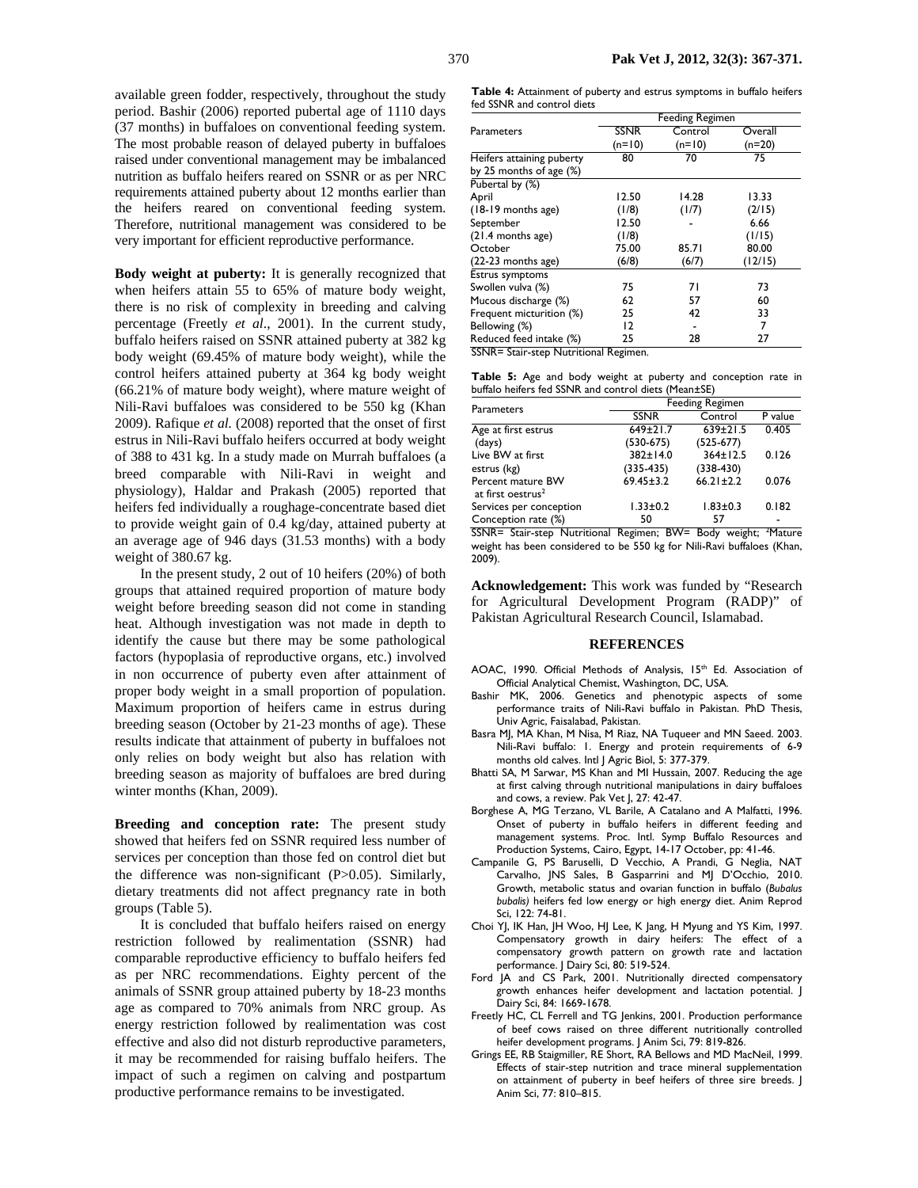available green fodder, respectively, throughout the study period. Bashir (2006) reported pubertal age of 1110 days (37 months) in buffaloes on conventional feeding system. The most probable reason of delayed puberty in buffaloes raised under conventional management may be imbalanced nutrition as buffalo heifers reared on SSNR or as per NRC requirements attained puberty about 12 months earlier than the heifers reared on conventional feeding system. Therefore, nutritional management was considered to be very important for efficient reproductive performance.

**Body weight at puberty:** It is generally recognized that when heifers attain 55 to 65% of mature body weight, there is no risk of complexity in breeding and calving percentage (Freetly *et al*., 2001). In the current study, buffalo heifers raised on SSNR attained puberty at 382 kg body weight (69.45% of mature body weight), while the control heifers attained puberty at 364 kg body weight (66.21% of mature body weight), where mature weight of Nili-Ravi buffaloes was considered to be 550 kg (Khan 2009). Rafique *et al.* (2008) reported that the onset of first estrus in Nili-Ravi buffalo heifers occurred at body weight of 388 to 431 kg. In a study made on Murrah buffaloes (a breed comparable with Nili-Ravi in weight and physiology), Haldar and Prakash (2005) reported that heifers fed individually a roughage-concentrate based diet to provide weight gain of 0.4 kg/day, attained puberty at an average age of 946 days (31.53 months) with a body weight of 380.67 kg.

In the present study, 2 out of 10 heifers (20%) of both groups that attained required proportion of mature body weight before breeding season did not come in standing heat. Although investigation was not made in depth to identify the cause but there may be some pathological factors (hypoplasia of reproductive organs, etc.) involved in non occurrence of puberty even after attainment of proper body weight in a small proportion of population. Maximum proportion of heifers came in estrus during breeding season (October by 21-23 months of age). These results indicate that attainment of puberty in buffaloes not only relies on body weight but also has relation with breeding season as majority of buffaloes are bred during winter months (Khan, 2009).

**Breeding and conception rate:** The present study showed that heifers fed on SSNR required less number of services per conception than those fed on control diet but the difference was non-significant (P>0.05). Similarly, dietary treatments did not affect pregnancy rate in both groups (Table 5).

It is concluded that buffalo heifers raised on energy restriction followed by realimentation (SSNR) had comparable reproductive efficiency to buffalo heifers fed as per NRC recommendations. Eighty percent of the animals of SSNR group attained puberty by 18-23 months age as compared to 70% animals from NRC group. As energy restriction followed by realimentation was cost effective and also did not disturb reproductive parameters, it may be recommended for raising buffalo heifers. The impact of such a regimen on calving and postpartum productive performance remains to be investigated.

**Table 4:** Attainment of puberty and estrus symptoms in buffalo heifers fed SSNR and control diets

| Parameters | Feeding Regimen | | |
|---|---|---|---|
| | SSNR (n=10) | Control (n=10) | Overall (n=20) |
| Heifers attaining puberty by 25 months of age (%) | 80 | 70 | 75 |
| Pubertal by (%) | | | |
| April (18-19 months age) | 12.50 (1/8) | 14.28 (1/7) | 13.33 (2/15) |
| September (21.4 months age) | 12.50 (1/8) | - | 6.66 (1/15) |
| October (22-23 months age) | 75.00 (6/8) | 85.71 (6/7) | 80.00 (12/15) |
| Estrus symptoms | | | |
| Swollen vulva (%) | 75 | 71 | 73 |
| Mucous discharge (%) | 62 | 57 | 60 |
| Frequent micturition (%) | 25 | 42 | 33 |
| Bellowing (%) | 12 | - | 7 |
| Reduced feed intake (%) | 25 | 28 | 27 |

SSNR= Stair-step Nutritional Regimen.

**Table 5:** Age and body weight at puberty and conception rate in buffalo heifers fed SSNR and control diets (Mean±SE)

| Parameters | Feeding Regimen | | |
|---|---|---|---|
| | SSNR | Control | P value |
| Age at first estrus (days) | 649±21.7 (530-675) | 639±21.5 (525-677) | 0.405 |
| Live BW at first estrus (kg) | 382±14.0 (335-435) | 364±12.5 (338-430) | 0.126 |
| Percent mature BW at first oestrus[2] | 69.45±3.2 | 66.21±2.2 | 0.076 |
| Services per conception | 1.33±0.2 | 1.83±0.3 | 0.182 |
| Conception rate (%) | 50 | 57 | - |

SSNR= Stair-step Nutritional Regimen; BW= Body weight; [2]Mature weight has been considered to be 550 kg for Nili-Ravi buffaloes (Khan, 2009).

**Acknowledgement:** This work was funded by "Research for Agricultural Development Program (RADP)" of Pakistan Agricultural Research Council, Islamabad.

## REFERENCES

AOAC, 1990. Official Methods of Analysis, 15th Ed. Association of Official Analytical Chemist, Washington, DC, USA.

Bashir MK, 2006. Genetics and phenotypic aspects of some performance traits of Nili-Ravi buffalo in Pakistan. PhD Thesis, Univ Agric, Faisalabad, Pakistan.

Basra MJ, MA Khan, M Nisa, M Riaz, NA Tuqueer and MN Saeed. 2003. Nili-Ravi buffalo: 1. Energy and protein requirements of 6-9 months old calves. Intl J Agric Biol, 5: 377-379.

Bhatti SA, M Sarwar, MS Khan and MI Hussain, 2007. Reducing the age at first calving through nutritional manipulations in dairy buffaloes and cows, a review. Pak Vet J, 27: 42-47.

Borghese A, MG Terzano, VL Barile, A Catalano and A Malfatti, 1996. Onset of puberty in buffalo heifers in different feeding and management systems. Proc. Intl. Symp Buffalo Resources and Production Systems, Cairo, Egypt, 14-17 October, pp: 41-46.

Campanile G, PS Baruselli, D Vecchio, A Prandi, G Neglia, NAT Carvalho, JNS Sales, B Gasparrini and MJ D'Occhio, 2010. Growth, metabolic status and ovarian function in buffalo (*Bubalus bubalis)* heifers fed low energy or high energy diet. Anim Reprod Sci, 122: 74-81.

Choi YJ, IK Han, JH Woo, HJ Lee, K Jang, H Myung and YS Kim, 1997. Compensatory growth in dairy heifers: The effect of a compensatory growth pattern on growth rate and lactation performance. J Dairy Sci, 80: 519-524.

Ford JA and CS Park, 2001. Nutritionally directed compensatory growth enhances heifer development and lactation potential. J Dairy Sci, 84: 1669-1678.

Freetly HC, CL Ferrell and TG Jenkins, 2001. Production performance of beef cows raised on three different nutritionally controlled heifer development programs. J Anim Sci, 79: 819-826.

Grings EE, RB Staigmiller, RE Short, RA Bellows and MD MacNeil, 1999. Effects of stair-step nutrition and trace mineral supplementation on attainment of puberty in beef heifers of three sire breeds. J Anim Sci, 77: 810–815.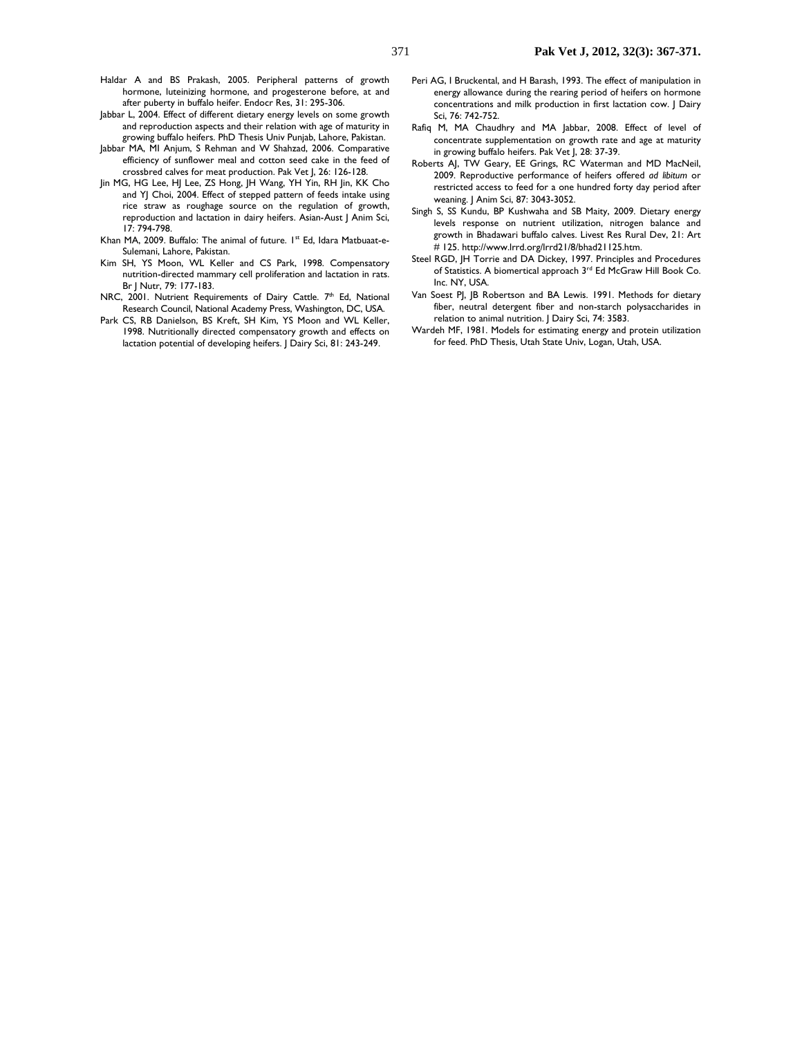Haldar A and BS Prakash, 2005. Peripheral patterns of growth hormone, luteinizing hormone, and progesterone before, at and after puberty in buffalo heifer. Endocr Res, 31: 295-306.

Jabbar L, 2004. Effect of different dietary energy levels on some growth and reproduction aspects and their relation with age of maturity in growing buffalo heifers. PhD Thesis Univ Punjab, Lahore, Pakistan.

Jabbar MA, MI Anjum, S Rehman and W Shahzad, 2006. Comparative efficiency of sunflower meal and cotton seed cake in the feed of crossbred calves for meat production. Pak Vet J, 26: 126-128.

Jin MG, HG Lee, HJ Lee, ZS Hong, JH Wang, YH Yin, RH Jin, KK Cho and YJ Choi, 2004. Effect of stepped pattern of feeds intake using rice straw as roughage source on the regulation of growth, reproduction and lactation in dairy heifers. Asian-Aust J Anim Sci, 17: 794-798.

Khan MA, 2009. Buffalo: The animal of future. 1st Ed, Idara Matbuaat-e-Sulemani, Lahore, Pakistan.

Kim SH, YS Moon, WL Keller and CS Park, 1998. Compensatory nutrition-directed mammary cell proliferation and lactation in rats. Br J Nutr, 79: 177-183.

NRC, 2001. Nutrient Requirements of Dairy Cattle. 7th Ed, National Research Council, National Academy Press, Washington, DC, USA.

Park CS, RB Danielson, BS Kreft, SH Kim, YS Moon and WL Keller, 1998. Nutritionally directed compensatory growth and effects on lactation potential of developing heifers. J Dairy Sci, 81: 243-249.

Peri AG, I Bruckental, and H Barash, 1993. The effect of manipulation in energy allowance during the rearing period of heifers on hormone concentrations and milk production in first lactation cow. J Dairy Sci, 76: 742-752.

Rafiq M, MA Chaudhry and MA Jabbar, 2008. Effect of level of concentrate supplementation on growth rate and age at maturity in growing buffalo heifers. Pak Vet J, 28: 37-39.

Roberts AJ, TW Geary, EE Grings, RC Waterman and MD MacNeil, 2009. Reproductive performance of heifers offered *ad libitum* or restricted access to feed for a one hundred forty day period after weaning. J Anim Sci, 87: 3043-3052.

Singh S, SS Kundu, BP Kushwaha and SB Maity, 2009. Dietary energy levels response on nutrient utilization, nitrogen balance and growth in Bhadawari buffalo calves. Livest Res Rural Dev, 21: Art # 125. http://www.lrrd.org/lrrd21/8/bhad21125.htm.

Steel RGD, JH Torrie and DA Dickey, 1997. Principles and Procedures of Statistics. A biomertical approach 3rd Ed McGraw Hill Book Co. Inc. NY, USA.

Van Soest PJ, JB Robertson and BA Lewis. 1991. Methods for dietary fiber, neutral detergent fiber and non-starch polysaccharides in relation to animal nutrition. J Dairy Sci, 74: 3583.

Wardeh MF, 1981. Models for estimating energy and protein utilization for feed. PhD Thesis, Utah State Univ, Logan, Utah, USA.